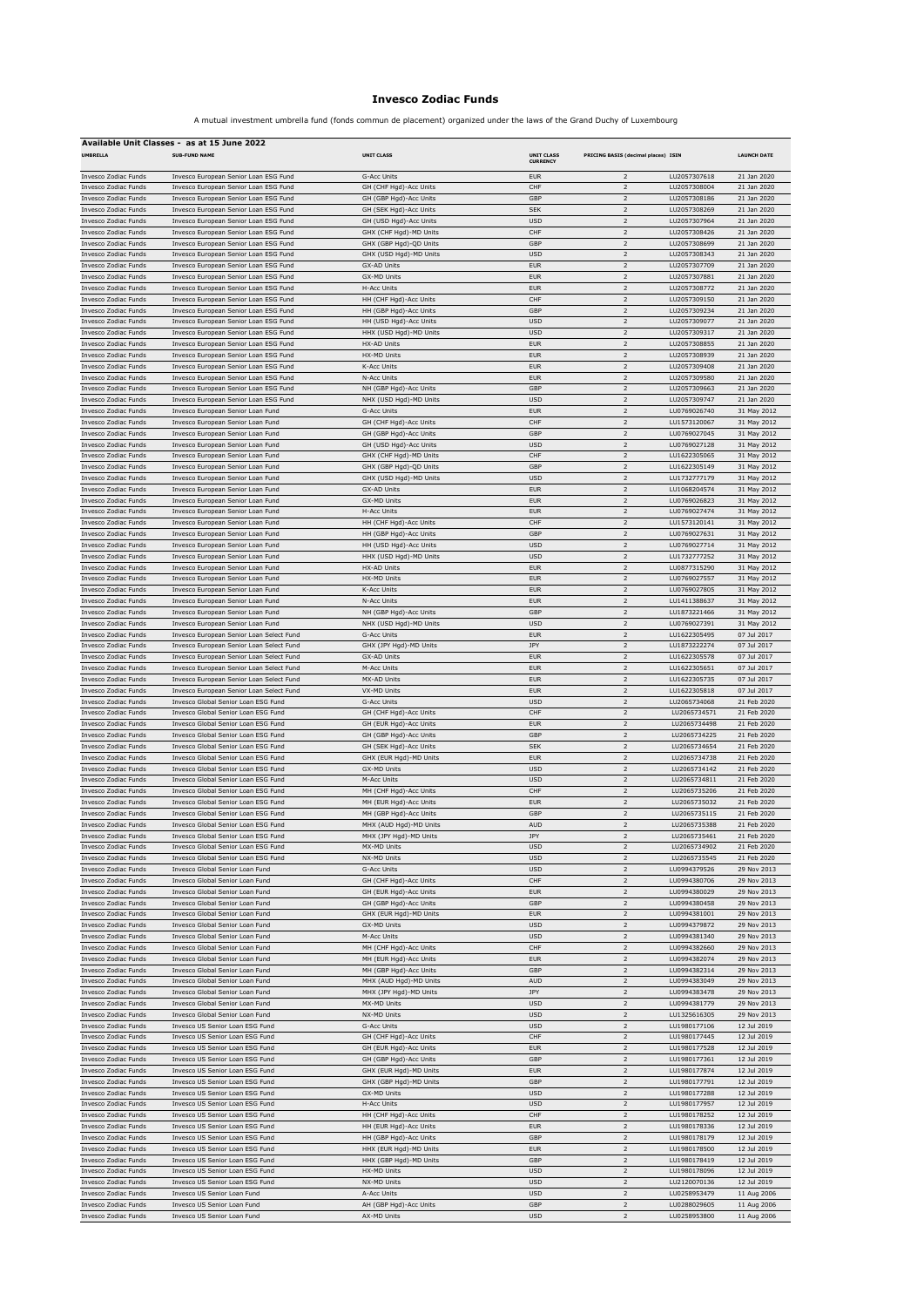# Invesco Zodiac Funds

A mutual investment umbrella fund (fonds commun de placement) organized under the laws of the Grand Duchy of Luxembourg

## Available Unit Classes - as at 15 June 2022

| UMBRELLA | SUB-FUND NAME | UNIT CLASS | UNIT CLASS CURRENCY | PRICING BASIS (decimal places) | ISIN | LAUNCH DATE |
|---|---|---|---|---|---|---|
| Invesco Zodiac Funds | Invesco European Senior Loan ESG Fund | G-Acc Units | EUR | 2 | LU2057307618 | 21 Jan 2020 |
| Invesco Zodiac Funds | Invesco European Senior Loan ESG Fund | GH (CHF Hgd)-Acc Units | CHF | 2 | LU2057308004 | 21 Jan 2020 |
| Invesco Zodiac Funds | Invesco European Senior Loan ESG Fund | GH (GBP Hgd)-Acc Units | GBP | 2 | LU2057308186 | 21 Jan 2020 |
| Invesco Zodiac Funds | Invesco European Senior Loan ESG Fund | GH (SEK Hgd)-Acc Units | SEK | 2 | LU2057308269 | 21 Jan 2020 |
| Invesco Zodiac Funds | Invesco European Senior Loan ESG Fund | GH (USD Hgd)-Acc Units | USD | 2 | LU2057307964 | 21 Jan 2020 |
| Invesco Zodiac Funds | Invesco European Senior Loan ESG Fund | GHX (CHF Hgd)-MD Units | CHF | 2 | LU2057308426 | 21 Jan 2020 |
| Invesco Zodiac Funds | Invesco European Senior Loan ESG Fund | GHX (GBP Hgd)-QD Units | GBP | 2 | LU2057308699 | 21 Jan 2020 |
| Invesco Zodiac Funds | Invesco European Senior Loan ESG Fund | GHX (USD Hgd)-MD Units | USD | 2 | LU2057308343 | 21 Jan 2020 |
| Invesco Zodiac Funds | Invesco European Senior Loan ESG Fund | GX-AD Units | EUR | 2 | LU2057307709 | 21 Jan 2020 |
| Invesco Zodiac Funds | Invesco European Senior Loan ESG Fund | GX-MD Units | EUR | 2 | LU2057307881 | 21 Jan 2020 |
| Invesco Zodiac Funds | Invesco European Senior Loan ESG Fund | H-Acc Units | EUR | 2 | LU2057308772 | 21 Jan 2020 |
| Invesco Zodiac Funds | Invesco European Senior Loan ESG Fund | HH (CHF Hgd)-Acc Units | CHF | 2 | LU2057309150 | 21 Jan 2020 |
| Invesco Zodiac Funds | Invesco European Senior Loan ESG Fund | HH (GBP Hgd)-Acc Units | GBP | 2 | LU2057309234 | 21 Jan 2020 |
| Invesco Zodiac Funds | Invesco European Senior Loan ESG Fund | HH (USD Hgd)-Acc Units | USD | 2 | LU2057309077 | 21 Jan 2020 |
| Invesco Zodiac Funds | Invesco European Senior Loan ESG Fund | HHX (USD Hgd)-MD Units | USD | 2 | LU2057309317 | 21 Jan 2020 |
| Invesco Zodiac Funds | Invesco European Senior Loan ESG Fund | HX-AD Units | EUR | 2 | LU2057308855 | 21 Jan 2020 |
| Invesco Zodiac Funds | Invesco European Senior Loan ESG Fund | HX-MD Units | EUR | 2 | LU2057308939 | 21 Jan 2020 |
| Invesco Zodiac Funds | Invesco European Senior Loan ESG Fund | K-Acc Units | EUR | 2 | LU2057309408 | 21 Jan 2020 |
| Invesco Zodiac Funds | Invesco European Senior Loan ESG Fund | N-Acc Units | EUR | 2 | LU2057309580 | 21 Jan 2020 |
| Invesco Zodiac Funds | Invesco European Senior Loan ESG Fund | NH (GBP Hgd)-Acc Units | GBP | 2 | LU2057309663 | 21 Jan 2020 |
| Invesco Zodiac Funds | Invesco European Senior Loan ESG Fund | NHX (USD Hgd)-MD Units | USD | 2 | LU2057309747 | 21 Jan 2020 |
| Invesco Zodiac Funds | Invesco European Senior Loan Fund | G-Acc Units | EUR | 2 | LU0769026740 | 31 May 2012 |
| Invesco Zodiac Funds | Invesco European Senior Loan Fund | GH (CHF Hgd)-Acc Units | CHF | 2 | LU1573120067 | 31 May 2012 |
| Invesco Zodiac Funds | Invesco European Senior Loan Fund | GH (GBP Hgd)-Acc Units | GBP | 2 | LU0769027045 | 31 May 2012 |
| Invesco Zodiac Funds | Invesco European Senior Loan Fund | GH (USD Hgd)-Acc Units | USD | 2 | LU0769027128 | 31 May 2012 |
| Invesco Zodiac Funds | Invesco European Senior Loan Fund | GHX (CHF Hgd)-MD Units | CHF | 2 | LU1622305065 | 31 May 2012 |
| Invesco Zodiac Funds | Invesco European Senior Loan Fund | GHX (GBP Hgd)-QD Units | GBP | 2 | LU1622305149 | 31 May 2012 |
| Invesco Zodiac Funds | Invesco European Senior Loan Fund | GHX (USD Hgd)-MD Units | USD | 2 | LU1732777179 | 31 May 2012 |
| Invesco Zodiac Funds | Invesco European Senior Loan Fund | GX-AD Units | EUR | 2 | LU1068204574 | 31 May 2012 |
| Invesco Zodiac Funds | Invesco European Senior Loan Fund | GX-MD Units | EUR | 2 | LU0769026823 | 31 May 2012 |
| Invesco Zodiac Funds | Invesco European Senior Loan Fund | H-Acc Units | EUR | 2 | LU0769027474 | 31 May 2012 |
| Invesco Zodiac Funds | Invesco European Senior Loan Fund | HH (CHF Hgd)-Acc Units | CHF | 2 | LU1573120141 | 31 May 2012 |
| Invesco Zodiac Funds | Invesco European Senior Loan Fund | HH (GBP Hgd)-Acc Units | GBP | 2 | LU0769027631 | 31 May 2012 |
| Invesco Zodiac Funds | Invesco European Senior Loan Fund | HH (USD Hgd)-Acc Units | USD | 2 | LU0769027714 | 31 May 2012 |
| Invesco Zodiac Funds | Invesco European Senior Loan Fund | HHX (USD Hgd)-MD Units | USD | 2 | LU1732777252 | 31 May 2012 |
| Invesco Zodiac Funds | Invesco European Senior Loan Fund | HX-AD Units | EUR | 2 | LU0877315290 | 31 May 2012 |
| Invesco Zodiac Funds | Invesco European Senior Loan Fund | HX-MD Units | EUR | 2 | LU0769027557 | 31 May 2012 |
| Invesco Zodiac Funds | Invesco European Senior Loan Fund | K-Acc Units | EUR | 2 | LU0769027805 | 31 May 2012 |
| Invesco Zodiac Funds | Invesco European Senior Loan Fund | N-Acc Units | EUR | 2 | LU1411388637 | 31 May 2012 |
| Invesco Zodiac Funds | Invesco European Senior Loan Fund | NH (GBP Hgd)-Acc Units | GBP | 2 | LU1873221466 | 31 May 2012 |
| Invesco Zodiac Funds | Invesco European Senior Loan Fund | NHX (USD Hgd)-MD Units | USD | 2 | LU0769027391 | 31 May 2012 |
| Invesco Zodiac Funds | Invesco European Senior Loan Select Fund | G-Acc Units | EUR | 2 | LU1622305495 | 07 Jul 2017 |
| Invesco Zodiac Funds | Invesco European Senior Loan Select Fund | GHX (JPY Hgd)-MD Units | JPY | 2 | LU1873222274 | 07 Jul 2017 |
| Invesco Zodiac Funds | Invesco European Senior Loan Select Fund | GX-AD Units | EUR | 2 | LU1622305578 | 07 Jul 2017 |
| Invesco Zodiac Funds | Invesco European Senior Loan Select Fund | M-Acc Units | EUR | 2 | LU1622305651 | 07 Jul 2017 |
| Invesco Zodiac Funds | Invesco European Senior Loan Select Fund | MX-AD Units | EUR | 2 | LU1622305735 | 07 Jul 2017 |
| Invesco Zodiac Funds | Invesco European Senior Loan Select Fund | VX-MD Units | EUR | 2 | LU1622305818 | 07 Jul 2017 |
| Invesco Zodiac Funds | Invesco Global Senior Loan ESG Fund | G-Acc Units | USD | 2 | LU2065734068 | 21 Feb 2020 |
| Invesco Zodiac Funds | Invesco Global Senior Loan ESG Fund | GH (CHF Hgd)-Acc Units | CHF | 2 | LU2065734571 | 21 Feb 2020 |
| Invesco Zodiac Funds | Invesco Global Senior Loan ESG Fund | GH (EUR Hgd)-Acc Units | EUR | 2 | LU2065734498 | 21 Feb 2020 |
| Invesco Zodiac Funds | Invesco Global Senior Loan ESG Fund | GH (GBP Hgd)-Acc Units | GBP | 2 | LU2065734225 | 21 Feb 2020 |
| Invesco Zodiac Funds | Invesco Global Senior Loan ESG Fund | GH (SEK Hgd)-Acc Units | SEK | 2 | LU2065734654 | 21 Feb 2020 |
| Invesco Zodiac Funds | Invesco Global Senior Loan ESG Fund | GHX (EUR Hgd)-MD Units | EUR | 2 | LU2065734738 | 21 Feb 2020 |
| Invesco Zodiac Funds | Invesco Global Senior Loan ESG Fund | GX-MD Units | USD | 2 | LU2065734142 | 21 Feb 2020 |
| Invesco Zodiac Funds | Invesco Global Senior Loan ESG Fund | M-Acc Units | USD | 2 | LU2065734811 | 21 Feb 2020 |
| Invesco Zodiac Funds | Invesco Global Senior Loan ESG Fund | MH (CHF Hgd)-Acc Units | CHF | 2 | LU2065735206 | 21 Feb 2020 |
| Invesco Zodiac Funds | Invesco Global Senior Loan ESG Fund | MH (EUR Hgd)-Acc Units | EUR | 2 | LU2065735032 | 21 Feb 2020 |
| Invesco Zodiac Funds | Invesco Global Senior Loan ESG Fund | MH (GBP Hgd)-Acc Units | GBP | 2 | LU2065735115 | 21 Feb 2020 |
| Invesco Zodiac Funds | Invesco Global Senior Loan ESG Fund | MHX (AUD Hgd)-MD Units | AUD | 2 | LU2065735388 | 21 Feb 2020 |
| Invesco Zodiac Funds | Invesco Global Senior Loan ESG Fund | MHX (JPY Hgd)-MD Units | JPY | 2 | LU2065735461 | 21 Feb 2020 |
| Invesco Zodiac Funds | Invesco Global Senior Loan ESG Fund | MX-MD Units | USD | 2 | LU2065734902 | 21 Feb 2020 |
| Invesco Zodiac Funds | Invesco Global Senior Loan ESG Fund | NX-MD Units | USD | 2 | LU2065735545 | 21 Feb 2020 |
| Invesco Zodiac Funds | Invesco Global Senior Loan Fund | G-Acc Units | USD | 2 | LU0994379526 | 29 Nov 2013 |
| Invesco Zodiac Funds | Invesco Global Senior Loan Fund | GH (CHF Hgd)-Acc Units | CHF | 2 | LU0994380706 | 29 Nov 2013 |
| Invesco Zodiac Funds | Invesco Global Senior Loan Fund | GH (EUR Hgd)-Acc Units | EUR | 2 | LU0994380029 | 29 Nov 2013 |
| Invesco Zodiac Funds | Invesco Global Senior Loan Fund | GH (GBP Hgd)-Acc Units | GBP | 2 | LU0994380458 | 29 Nov 2013 |
| Invesco Zodiac Funds | Invesco Global Senior Loan Fund | GHX (EUR Hgd)-MD Units | EUR | 2 | LU0994381001 | 29 Nov 2013 |
| Invesco Zodiac Funds | Invesco Global Senior Loan Fund | GX-MD Units | USD | 2 | LU0994379872 | 29 Nov 2013 |
| Invesco Zodiac Funds | Invesco Global Senior Loan Fund | M-Acc Units | USD | 2 | LU0994381340 | 29 Nov 2013 |
| Invesco Zodiac Funds | Invesco Global Senior Loan Fund | MH (CHF Hgd)-Acc Units | CHF | 2 | LU0994382660 | 29 Nov 2013 |
| Invesco Zodiac Funds | Invesco Global Senior Loan Fund | MH (EUR Hgd)-Acc Units | EUR | 2 | LU0994382074 | 29 Nov 2013 |
| Invesco Zodiac Funds | Invesco Global Senior Loan Fund | MH (GBP Hgd)-Acc Units | GBP | 2 | LU0994382314 | 29 Nov 2013 |
| Invesco Zodiac Funds | Invesco Global Senior Loan Fund | MHX (AUD Hgd)-MD Units | AUD | 2 | LU0994383049 | 29 Nov 2013 |
| Invesco Zodiac Funds | Invesco Global Senior Loan Fund | MHX (JPY Hgd)-MD Units | JPY | 2 | LU0994383478 | 29 Nov 2013 |
| Invesco Zodiac Funds | Invesco Global Senior Loan Fund | MX-MD Units | USD | 2 | LU0994381779 | 29 Nov 2013 |
| Invesco Zodiac Funds | Invesco Global Senior Loan Fund | NX-MD Units | USD | 2 | LU1325616305 | 29 Nov 2013 |
| Invesco Zodiac Funds | Invesco US Senior Loan ESG Fund | G-Acc Units | USD | 2 | LU1980177106 | 12 Jul 2019 |
| Invesco Zodiac Funds | Invesco US Senior Loan ESG Fund | GH (CHF Hgd)-Acc Units | CHF | 2 | LU1980177445 | 12 Jul 2019 |
| Invesco Zodiac Funds | Invesco US Senior Loan ESG Fund | GH (EUR Hgd)-Acc Units | EUR | 2 | LU1980177528 | 12 Jul 2019 |
| Invesco Zodiac Funds | Invesco US Senior Loan ESG Fund | GH (GBP Hgd)-Acc Units | GBP | 2 | LU1980177361 | 12 Jul 2019 |
| Invesco Zodiac Funds | Invesco US Senior Loan ESG Fund | GHX (EUR Hgd)-MD Units | EUR | 2 | LU1980177874 | 12 Jul 2019 |
| Invesco Zodiac Funds | Invesco US Senior Loan ESG Fund | GHX (GBP Hgd)-MD Units | GBP | 2 | LU1980177791 | 12 Jul 2019 |
| Invesco Zodiac Funds | Invesco US Senior Loan ESG Fund | GX-MD Units | USD | 2 | LU1980177288 | 12 Jul 2019 |
| Invesco Zodiac Funds | Invesco US Senior Loan ESG Fund | H-Acc Units | USD | 2 | LU1980177957 | 12 Jul 2019 |
| Invesco Zodiac Funds | Invesco US Senior Loan ESG Fund | HH (CHF Hgd)-Acc Units | CHF | 2 | LU1980178252 | 12 Jul 2019 |
| Invesco Zodiac Funds | Invesco US Senior Loan ESG Fund | HH (EUR Hgd)-Acc Units | EUR | 2 | LU1980178336 | 12 Jul 2019 |
| Invesco Zodiac Funds | Invesco US Senior Loan ESG Fund | HH (GBP Hgd)-Acc Units | GBP | 2 | LU1980178179 | 12 Jul 2019 |
| Invesco Zodiac Funds | Invesco US Senior Loan ESG Fund | HHX (EUR Hgd)-MD Units | EUR | 2 | LU1980178500 | 12 Jul 2019 |
| Invesco Zodiac Funds | Invesco US Senior Loan ESG Fund | HHX (GBP Hgd)-MD Units | GBP | 2 | LU1980178419 | 12 Jul 2019 |
| Invesco Zodiac Funds | Invesco US Senior Loan ESG Fund | HX-MD Units | USD | 2 | LU1980178096 | 12 Jul 2019 |
| Invesco Zodiac Funds | Invesco US Senior Loan ESG Fund | NX-MD Units | USD | 2 | LU2120070136 | 12 Jul 2019 |
| Invesco Zodiac Funds | Invesco US Senior Loan Fund | A-Acc Units | USD | 2 | LU0258953479 | 11 Aug 2006 |
| Invesco Zodiac Funds | Invesco US Senior Loan Fund | AH (GBP Hgd)-Acc Units | GBP | 2 | LU0288029605 | 11 Aug 2006 |
| Invesco Zodiac Funds | Invesco US Senior Loan Fund | AX-MD Units | USD | 2 | LU0258953800 | 11 Aug 2006 |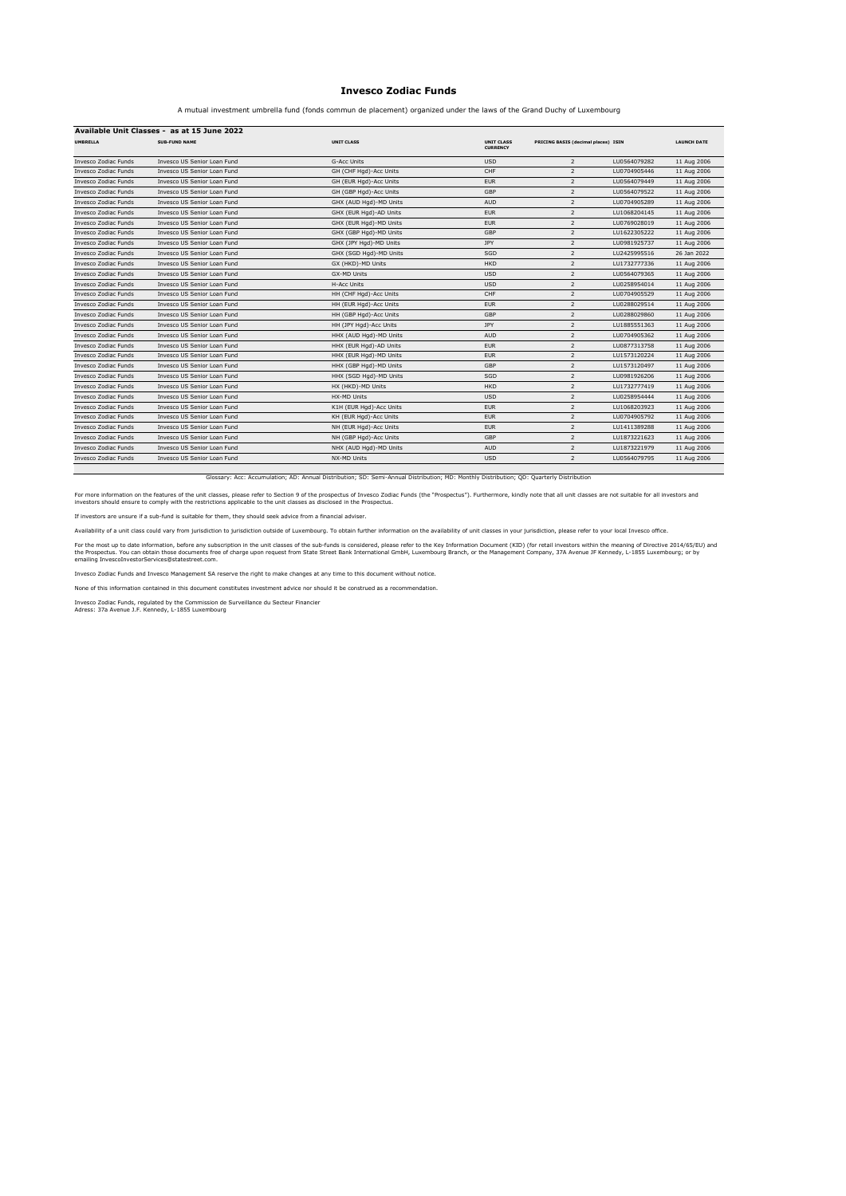# Invesco Zodiac Funds

A mutual investment umbrella fund (fonds commun de placement) organized under the laws of the Grand Duchy of Luxembourg

## Available Unit Classes - as at 15 June 2022

| UMBRELLA | SUB-FUND NAME | UNIT CLASS | UNIT CLASS CURRENCY | PRICING BASIS (decimal places) | ISIN | LAUNCH DATE |
|---|---|---|---|---|---|---|
| Invesco Zodiac Funds | Invesco US Senior Loan Fund | G-Acc Units | USD | 2 | LU0564079282 | 11 Aug 2006 |
| Invesco Zodiac Funds | Invesco US Senior Loan Fund | GH (CHF Hgd)-Acc Units | CHF | 2 | LU0704905446 | 11 Aug 2006 |
| Invesco Zodiac Funds | Invesco US Senior Loan Fund | GH (EUR Hgd)-Acc Units | EUR | 2 | LU0564079449 | 11 Aug 2006 |
| Invesco Zodiac Funds | Invesco US Senior Loan Fund | GH (GBP Hgd)-Acc Units | GBP | 2 | LU0564079522 | 11 Aug 2006 |
| Invesco Zodiac Funds | Invesco US Senior Loan Fund | GHX (AUD Hgd)-MD Units | AUD | 2 | LU0704905289 | 11 Aug 2006 |
| Invesco Zodiac Funds | Invesco US Senior Loan Fund | GHX (EUR Hgd)-AD Units | EUR | 2 | LU1068204145 | 11 Aug 2006 |
| Invesco Zodiac Funds | Invesco US Senior Loan Fund | GHX (EUR Hgd)-MD Units | EUR | 2 | LU0769028019 | 11 Aug 2006 |
| Invesco Zodiac Funds | Invesco US Senior Loan Fund | GHX (GBP Hgd)-MD Units | GBP | 2 | LU1622305222 | 11 Aug 2006 |
| Invesco Zodiac Funds | Invesco US Senior Loan Fund | GHX (JPY Hgd)-MD Units | JPY | 2 | LU0981925737 | 11 Aug 2006 |
| Invesco Zodiac Funds | Invesco US Senior Loan Fund | GHX (SGD Hgd)-MD Units | SGD | 2 | LU2425995516 | 26 Jan 2022 |
| Invesco Zodiac Funds | Invesco US Senior Loan Fund | GX (HKD)-MD Units | HKD | 2 | LU1732777336 | 11 Aug 2006 |
| Invesco Zodiac Funds | Invesco US Senior Loan Fund | GX-MD Units | USD | 2 | LU0564079365 | 11 Aug 2006 |
| Invesco Zodiac Funds | Invesco US Senior Loan Fund | H-Acc Units | USD | 2 | LU0258954014 | 11 Aug 2006 |
| Invesco Zodiac Funds | Invesco US Senior Loan Fund | HH (CHF Hgd)-Acc Units | CHF | 2 | LU0704905529 | 11 Aug 2006 |
| Invesco Zodiac Funds | Invesco US Senior Loan Fund | HH (EUR Hgd)-Acc Units | EUR | 2 | LU0288029514 | 11 Aug 2006 |
| Invesco Zodiac Funds | Invesco US Senior Loan Fund | HH (GBP Hgd)-Acc Units | GBP | 2 | LU0288029860 | 11 Aug 2006 |
| Invesco Zodiac Funds | Invesco US Senior Loan Fund | HH (JPY Hgd)-Acc Units | JPY | 2 | LU1885551363 | 11 Aug 2006 |
| Invesco Zodiac Funds | Invesco US Senior Loan Fund | HHX (AUD Hgd)-MD Units | AUD | 2 | LU0704905362 | 11 Aug 2006 |
| Invesco Zodiac Funds | Invesco US Senior Loan Fund | HHX (EUR Hgd)-AD Units | EUR | 2 | LU0877313758 | 11 Aug 2006 |
| Invesco Zodiac Funds | Invesco US Senior Loan Fund | HHX (EUR Hgd)-MD Units | EUR | 2 | LU1573120224 | 11 Aug 2006 |
| Invesco Zodiac Funds | Invesco US Senior Loan Fund | HHX (GBP Hgd)-MD Units | GBP | 2 | LU1573120497 | 11 Aug 2006 |
| Invesco Zodiac Funds | Invesco US Senior Loan Fund | HHX (SGD Hgd)-MD Units | SGD | 2 | LU0981926206 | 11 Aug 2006 |
| Invesco Zodiac Funds | Invesco US Senior Loan Fund | HX (HKD)-MD Units | HKD | 2 | LU1732777419 | 11 Aug 2006 |
| Invesco Zodiac Funds | Invesco US Senior Loan Fund | HX-MD Units | USD | 2 | LU0258954444 | 11 Aug 2006 |
| Invesco Zodiac Funds | Invesco US Senior Loan Fund | K1H (EUR Hgd)-Acc Units | EUR | 2 | LU1068203923 | 11 Aug 2006 |
| Invesco Zodiac Funds | Invesco US Senior Loan Fund | KH (EUR Hgd)-Acc Units | EUR | 2 | LU0704905792 | 11 Aug 2006 |
| Invesco Zodiac Funds | Invesco US Senior Loan Fund | NH (EUR Hgd)-Acc Units | EUR | 2 | LU1411389288 | 11 Aug 2006 |
| Invesco Zodiac Funds | Invesco US Senior Loan Fund | NH (GBP Hgd)-Acc Units | GBP | 2 | LU1873221623 | 11 Aug 2006 |
| Invesco Zodiac Funds | Invesco US Senior Loan Fund | NHX (AUD Hgd)-MD Units | AUD | 2 | LU1873221979 | 11 Aug 2006 |
| Invesco Zodiac Funds | Invesco US Senior Loan Fund | NX-MD Units | USD | 2 | LU0564079795 | 11 Aug 2006 |

Glossary: Acc: Accumulation; AD: Annual Distribution; SD: Semi-Annual Distribution; MD: Monthly Distribution; QD: Quarterly Distribution

For more information on the features of the unit classes, please refer to Section 9 of the prospectus of Invesco Zodiac Funds (the "Prospectus"). Furthermore, kindly note that all unit classes are not suitable for all investors and investors should ensure to comply with the restrictions applicable to the unit classes as disclosed in the Prospectus.

If investors are unsure if a sub-fund is suitable for them, they should seek advice from a financial adviser.

Availability of a unit class could vary from jurisdiction to jurisdiction outside of Luxembourg. To obtain further information on the availability of unit classes in your jurisdiction, please refer to your local Invesco office.

For the most up to date information, before any subscription in the unit classes of the sub-funds is considered, please refer to the Key Information Document (KID) (for retail investors within the meaning of Directive 2014/65/EU) and the Prospectus. You can obtain those documents free of charge upon request from State Street Bank International GmbH, Luxembourg Branch, or the Management Company, 37A Avenue JF Kennedy, L-1855 Luxembourg; or by emailing InvescoInvestorServices@statestreet.com.

Invesco Zodiac Funds and Invesco Management SA reserve the right to make changes at any time to this document without notice.

None of this information contained in this document constitutes investment advice nor should it be construed as a recommendation.

Invesco Zodiac Funds, regulated by the Commission de Surveillance du Secteur Financier
Adress: 37a Avenue J.F. Kennedy, L-1855 Luxembourg